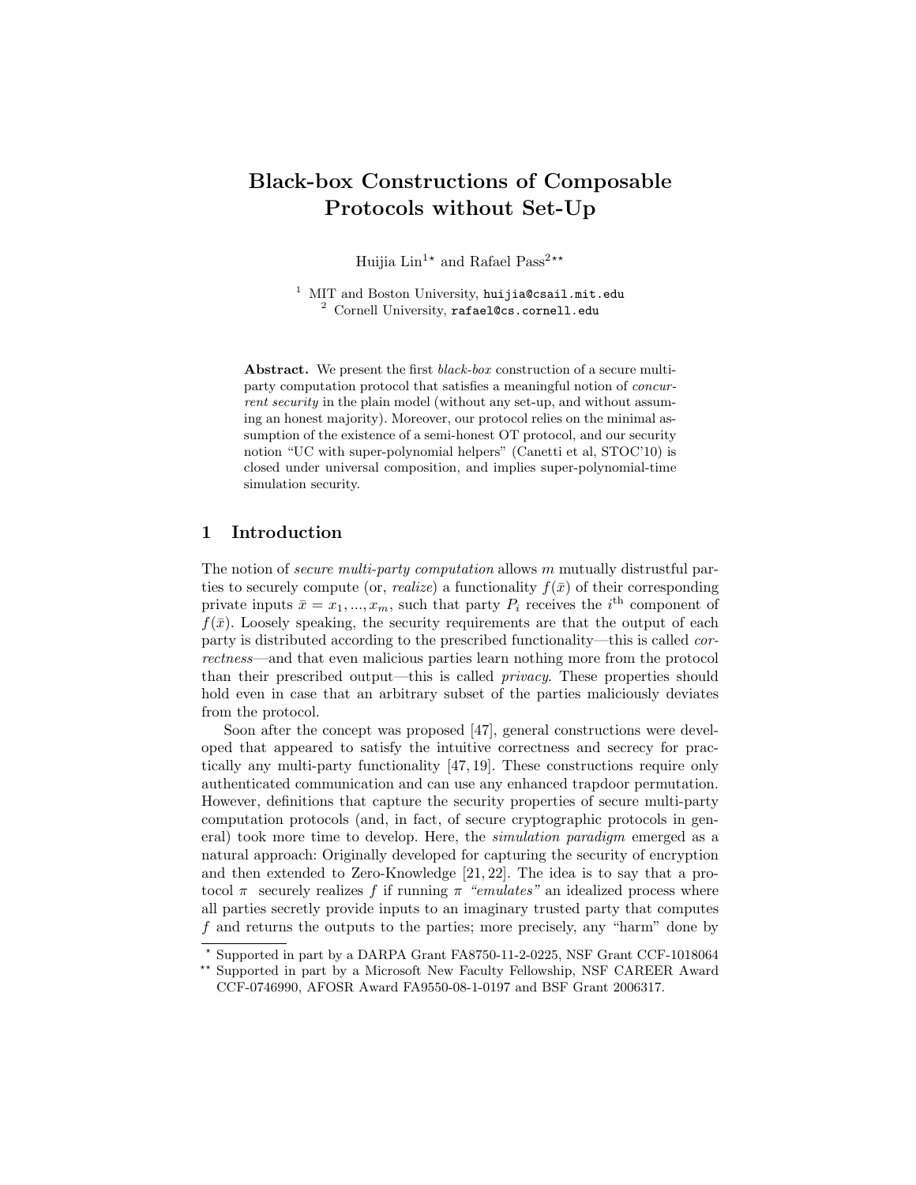# Black-box Constructions of Composable Protocols without Set-Up

Huijia Lin[1*] and Rafael Pass[2**]

[1] MIT and Boston University, huijia@csail.mit.edu
[2] Cornell University, rafael@cs.cornell.edu

**Abstract.** We present the first *black-box* construction of a secure multi-party computation protocol that satisfies a meaningful notion of *concurrent security* in the plain model (without any set-up, and without assuming an honest majority). Moreover, our protocol relies on the minimal assumption of the existence of a semi-honest OT protocol, and our security notion "UC with super-polynomial helpers" (Canetti et al, STOC'10) is closed under universal composition, and implies super-polynomial-time simulation security.

## 1 Introduction

The notion of *secure multi-party computation* allows $m$ mutually distrustful parties to securely compute (or, *realize*) a functionality $f(\bar{x})$ of their corresponding private inputs $\bar{x} = x_1, ..., x_m$, such that party $P_i$ receives the $i^{\text{th}}$ component of $f(\bar{x})$. Loosely speaking, the security requirements are that the output of each party is distributed according to the prescribed functionality—this is called *correctness*—and that even malicious parties learn nothing more from the protocol than their prescribed output—this is called *privacy*. These properties should hold even in case that an arbitrary subset of the parties maliciously deviates from the protocol.

Soon after the concept was proposed [47], general constructions were developed that appeared to satisfy the intuitive correctness and secrecy for practically any multi-party functionality [47, 19]. These constructions require only authenticated communication and can use any enhanced trapdoor permutation. However, definitions that capture the security properties of secure multi-party computation protocols (and, in fact, of secure cryptographic protocols in general) took more time to develop. Here, the *simulation paradigm* emerged as a natural approach: Originally developed for capturing the security of encryption and then extended to Zero-Knowledge [21, 22]. The idea is to say that a protocol $\pi$ securely realizes $f$ if running $\pi$ *"emulates"* an idealized process where all parties secretly provide inputs to an imaginary trusted party that computes $f$ and returns the outputs to the parties; more precisely, any "harm" done by

* Supported in part by a DARPA Grant FA8750-11-2-0225, NSF Grant CCF-1018064

** Supported in part by a Microsoft New Faculty Fellowship, NSF CAREER Award CCF-0746990, AFOSR Award FA9550-08-1-0197 and BSF Grant 2006317.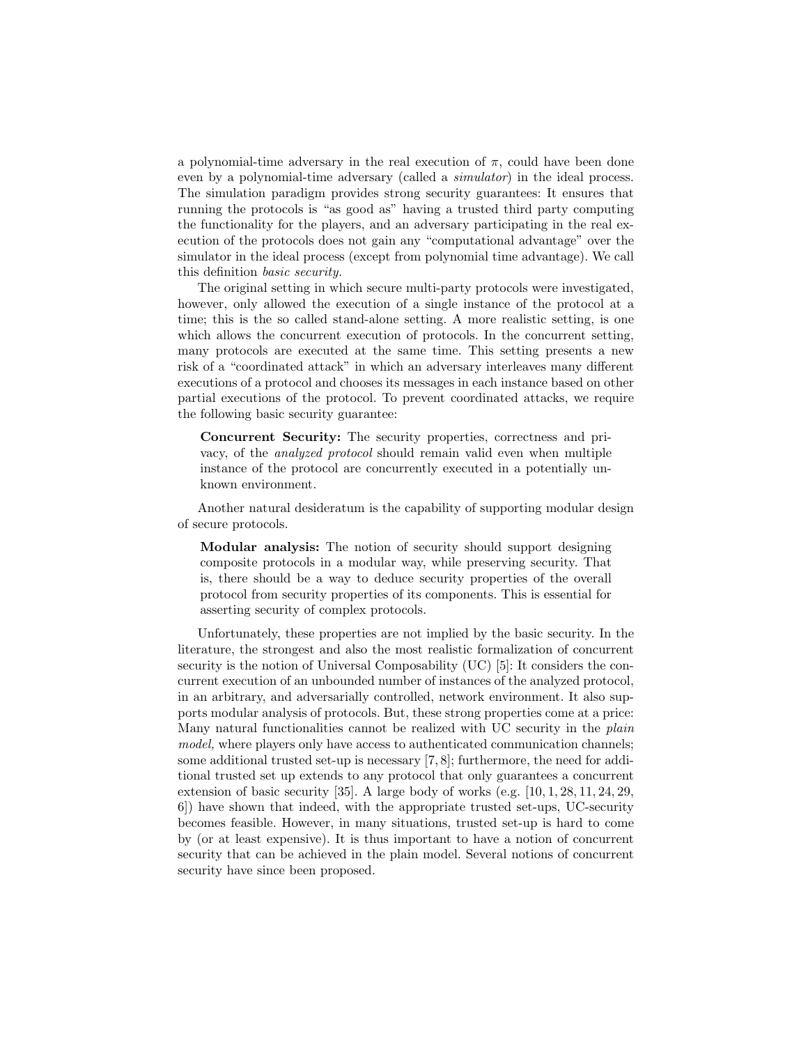a polynomial-time adversary in the real execution of $\pi$, could have been done even by a polynomial-time adversary (called a *simulator*) in the ideal process. The simulation paradigm provides strong security guarantees: It ensures that running the protocols is "as good as" having a trusted third party computing the functionality for the players, and an adversary participating in the real execution of the protocols does not gain any "computational advantage" over the simulator in the ideal process (except from polynomial time advantage). We call this definition *basic security.*

The original setting in which secure multi-party protocols were investigated, however, only allowed the execution of a single instance of the protocol at a time; this is the so called stand-alone setting. A more realistic setting, is one which allows the concurrent execution of protocols. In the concurrent setting, many protocols are executed at the same time. This setting presents a new risk of a "coordinated attack" in which an adversary interleaves many different executions of a protocol and chooses its messages in each instance based on other partial executions of the protocol. To prevent coordinated attacks, we require the following basic security guarantee:

> **Concurrent Security:** The security properties, correctness and privacy, of the *analyzed protocol* should remain valid even when multiple instance of the protocol are concurrently executed in a potentially unknown environment.

Another natural desideratum is the capability of supporting modular design of secure protocols.

> **Modular analysis:** The notion of security should support designing composite protocols in a modular way, while preserving security. That is, there should be a way to deduce security properties of the overall protocol from security properties of its components. This is essential for asserting security of complex protocols.

Unfortunately, these properties are not implied by the basic security. In the literature, the strongest and also the most realistic formalization of concurrent security is the notion of Universal Composability (UC) [5]: It considers the concurrent execution of an unbounded number of instances of the analyzed protocol, in an arbitrary, and adversarially controlled, network environment. It also supports modular analysis of protocols. But, these strong properties come at a price: Many natural functionalities cannot be realized with UC security in the *plain model,* where players only have access to authenticated communication channels; some additional trusted set-up is necessary [7, 8]; furthermore, the need for additional trusted set up extends to any protocol that only guarantees a concurrent extension of basic security [35]. A large body of works (e.g. [10, 1, 28, 11, 24, 29, 6]) have shown that indeed, with the appropriate trusted set-ups, UC-security becomes feasible. However, in many situations, trusted set-up is hard to come by (or at least expensive). It is thus important to have a notion of concurrent security that can be achieved in the plain model. Several notions of concurrent security have since been proposed.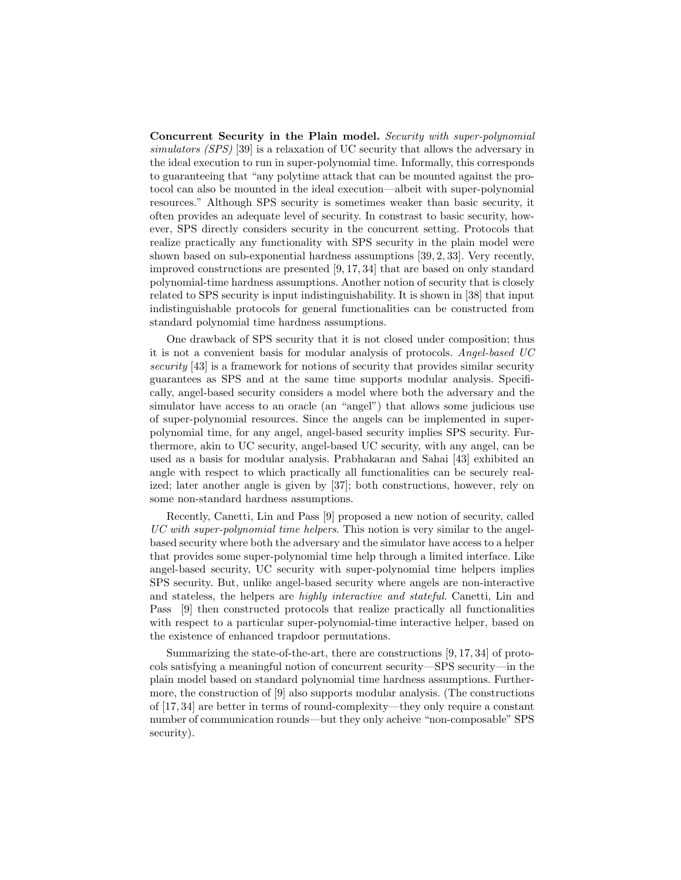**Concurrent Security in the Plain model.** *Security with super-polynomial simulators (SPS)* [39] is a relaxation of UC security that allows the adversary in the ideal execution to run in super-polynomial time. Informally, this corresponds to guaranteeing that "any polytime attack that can be mounted against the protocol can also be mounted in the ideal execution—albeit with super-polynomial resources." Although SPS security is sometimes weaker than basic security, it often provides an adequate level of security. In constrast to basic security, however, SPS directly considers security in the concurrent setting. Protocols that realize practically any functionality with SPS security in the plain model were shown based on sub-exponential hardness assumptions [39, 2, 33]. Very recently, improved constructions are presented [9, 17, 34] that are based on only standard polynomial-time hardness assumptions. Another notion of security that is closely related to SPS security is input indistinguishability. It is shown in [38] that input indistinguishable protocols for general functionalities can be constructed from standard polynomial time hardness assumptions.

One drawback of SPS security that it is not closed under composition; thus it is not a convenient basis for modular analysis of protocols. *Angel-based UC security* [43] is a framework for notions of security that provides similar security guarantees as SPS and at the same time supports modular analysis. Specifically, angel-based security considers a model where both the adversary and the simulator have access to an oracle (an "angel") that allows some judicious use of super-polynomial resources. Since the angels can be implemented in super-polynomial time, for any angel, angel-based security implies SPS security. Furthermore, akin to UC security, angel-based UC security, with any angel, can be used as a basis for modular analysis. Prabhakaran and Sahai [43] exhibited an angle with respect to which practically all functionalities can be securely realized; later another angle is given by [37]; both constructions, however, rely on some non-standard hardness assumptions.

Recently, Canetti, Lin and Pass [9] proposed a new notion of security, called *UC with super-polynomial time helpers*. This notion is very similar to the angel-based security where both the adversary and the simulator have access to a helper that provides some super-polynomial time help through a limited interface. Like angel-based security, UC security with super-polynomial time helpers implies SPS security. But, unlike angel-based security where angels are non-interactive and stateless, the helpers are *highly interactive and stateful*. Canetti, Lin and Pass [9] then constructed protocols that realize practically all functionalities with respect to a particular super-polynomial-time interactive helper, based on the existence of enhanced trapdoor permutations.

Summarizing the state-of-the-art, there are constructions [9, 17, 34] of protocols satisfying a meaningful notion of concurrent security—SPS security—in the plain model based on standard polynomial time hardness assumptions. Furthermore, the construction of [9] also supports modular analysis. (The constructions of [17, 34] are better in terms of round-complexity—they only require a constant number of communication rounds—but they only acheive "non-composable" SPS security).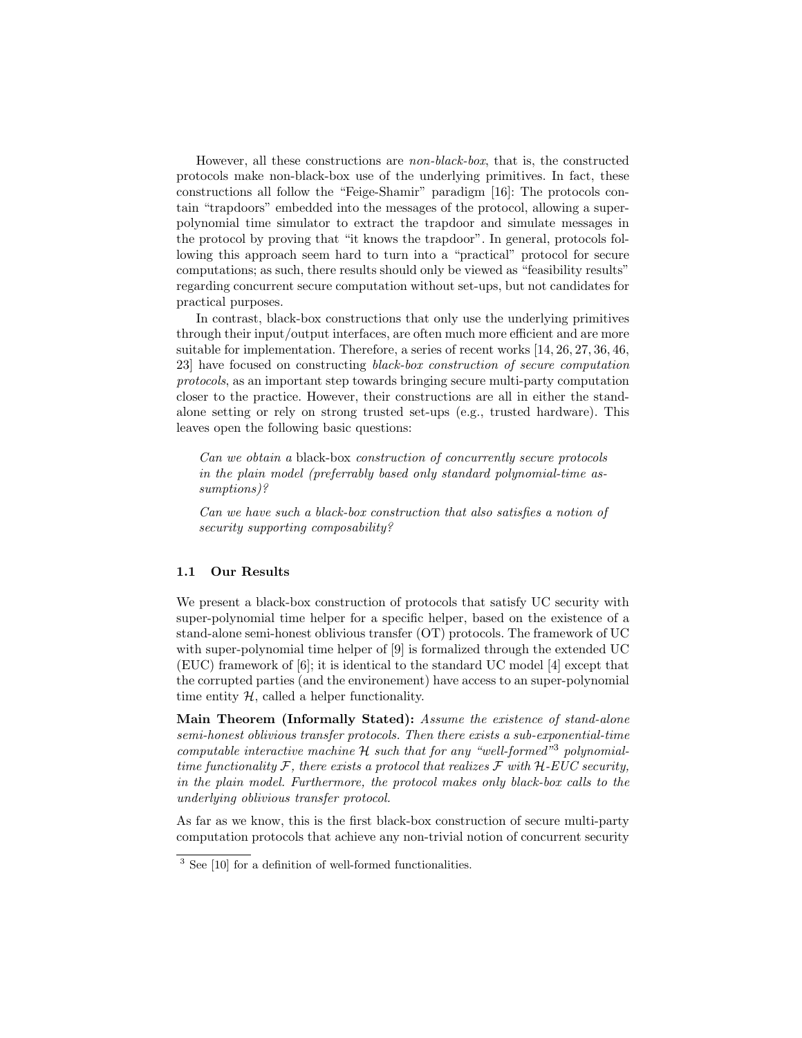However, all these constructions are *non-black-box*, that is, the constructed protocols make non-black-box use of the underlying primitives. In fact, these constructions all follow the "Feige-Shamir" paradigm [16]: The protocols contain "trapdoors" embedded into the messages of the protocol, allowing a super-polynomial time simulator to extract the trapdoor and simulate messages in the protocol by proving that "it knows the trapdoor". In general, protocols following this approach seem hard to turn into a "practical" protocol for secure computations; as such, there results should only be viewed as "feasibility results" regarding concurrent secure computation without set-ups, but not candidates for practical purposes.

In contrast, black-box constructions that only use the underlying primitives through their input/output interfaces, are often much more efficient and are more suitable for implementation. Therefore, a series of recent works [14, 26, 27, 36, 46, 23] have focused on constructing *black-box construction of secure computation protocols*, as an important step towards bringing secure multi-party computation closer to the practice. However, their constructions are all in either the stand-alone setting or rely on strong trusted set-ups (e.g., trusted hardware). This leaves open the following basic questions:

> *Can we obtain a* black-box *construction of concurrently secure protocols in the plain model (preferrably based only standard polynomial-time assumptions)?*
>
> *Can we have such a black-box construction that also satisfies a notion of security supporting composability?*

### 1.1 Our Results

We present a black-box construction of protocols that satisfy UC security with super-polynomial time helper for a specific helper, based on the existence of a stand-alone semi-honest oblivious transfer (OT) protocols. The framework of UC with super-polynomial time helper of [9] is formalized through the extended UC (EUC) framework of [6]; it is identical to the standard UC model [4] except that the corrupted parties (and the environement) have access to an super-polynomial time entity $\mathcal{H}$, called a helper functionality.

**Main Theorem (Informally Stated):** *Assume the existence of stand-alone semi-honest oblivious transfer protocols. Then there exists a sub-exponential-time computable interactive machine $\mathcal{H}$ such that for any "well-formed"[3] polynomial-time functionality $\mathcal{F}$, there exists a protocol that realizes $\mathcal{F}$ with $\mathcal{H}$-EUC security, in the plain model. Furthermore, the protocol makes only black-box calls to the underlying oblivious transfer protocol.*

As far as we know, this is the first black-box construction of secure multi-party computation protocols that achieve any non-trivial notion of concurrent security

[3] See [10] for a definition of well-formed functionalities.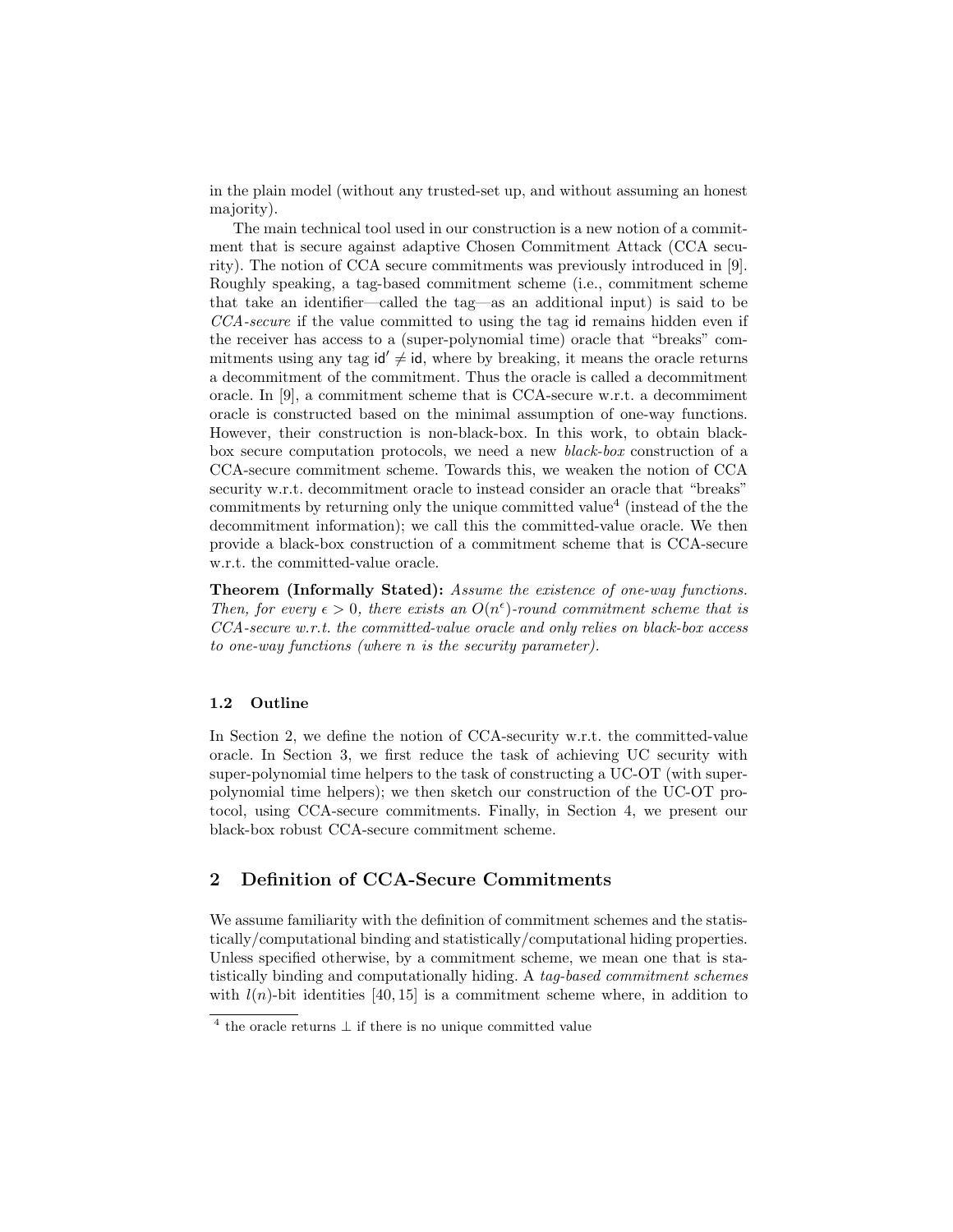in the plain model (without any trusted-set up, and without assuming an honest majority).

The main technical tool used in our construction is a new notion of a commitment that is secure against adaptive Chosen Commitment Attack (CCA security). The notion of CCA secure commitments was previously introduced in [9]. Roughly speaking, a tag-based commitment scheme (i.e., commitment scheme that take an identifier—called the tag—as an additional input) is said to be *CCA-secure* if the value committed to using the tag $\mathsf{id}$ remains hidden even if the receiver has access to a (super-polynomial time) oracle that "breaks" commitments using any tag $\mathsf{id}' \neq \mathsf{id}$, where by breaking, it means the oracle returns a decommitment of the commitment. Thus the oracle is called a decommitment oracle. In [9], a commitment scheme that is CCA-secure w.r.t. a decommiment oracle is constructed based on the minimal assumption of one-way functions. However, their construction is non-black-box. In this work, to obtain black-box secure computation protocols, we need a new *black-box* construction of a CCA-secure commitment scheme. Towards this, we weaken the notion of CCA security w.r.t. decommitment oracle to instead consider an oracle that "breaks" commitments by returning only the unique committed value[4] (instead of the the decommitment information); we call this the committed-value oracle. We then provide a black-box construction of a commitment scheme that is CCA-secure w.r.t. the committed-value oracle.

**Theorem (Informally Stated):** *Assume the existence of one-way functions. Then, for every $\epsilon > 0$, there exists an $O(n^{\epsilon})$-round commitment scheme that is CCA-secure w.r.t. the committed-value oracle and only relies on black-box access to one-way functions (where $n$ is the security parameter).*

### 1.2 Outline

In Section 2, we define the notion of CCA-security w.r.t. the committed-value oracle. In Section 3, we first reduce the task of achieving UC security with super-polynomial time helpers to the task of constructing a UC-OT (with super-polynomial time helpers); we then sketch our construction of the UC-OT protocol, using CCA-secure commitments. Finally, in Section 4, we present our black-box robust CCA-secure commitment scheme.

## 2 Definition of CCA-Secure Commitments

We assume familiarity with the definition of commitment schemes and the statistically/computational binding and statistically/computational hiding properties. Unless specified otherwise, by a commitment scheme, we mean one that is statistically binding and computationally hiding. A *tag-based commitment schemes* with $l(n)$-bit identities [40, 15] is a commitment scheme where, in addition to

[4] the oracle returns $\perp$ if there is no unique committed value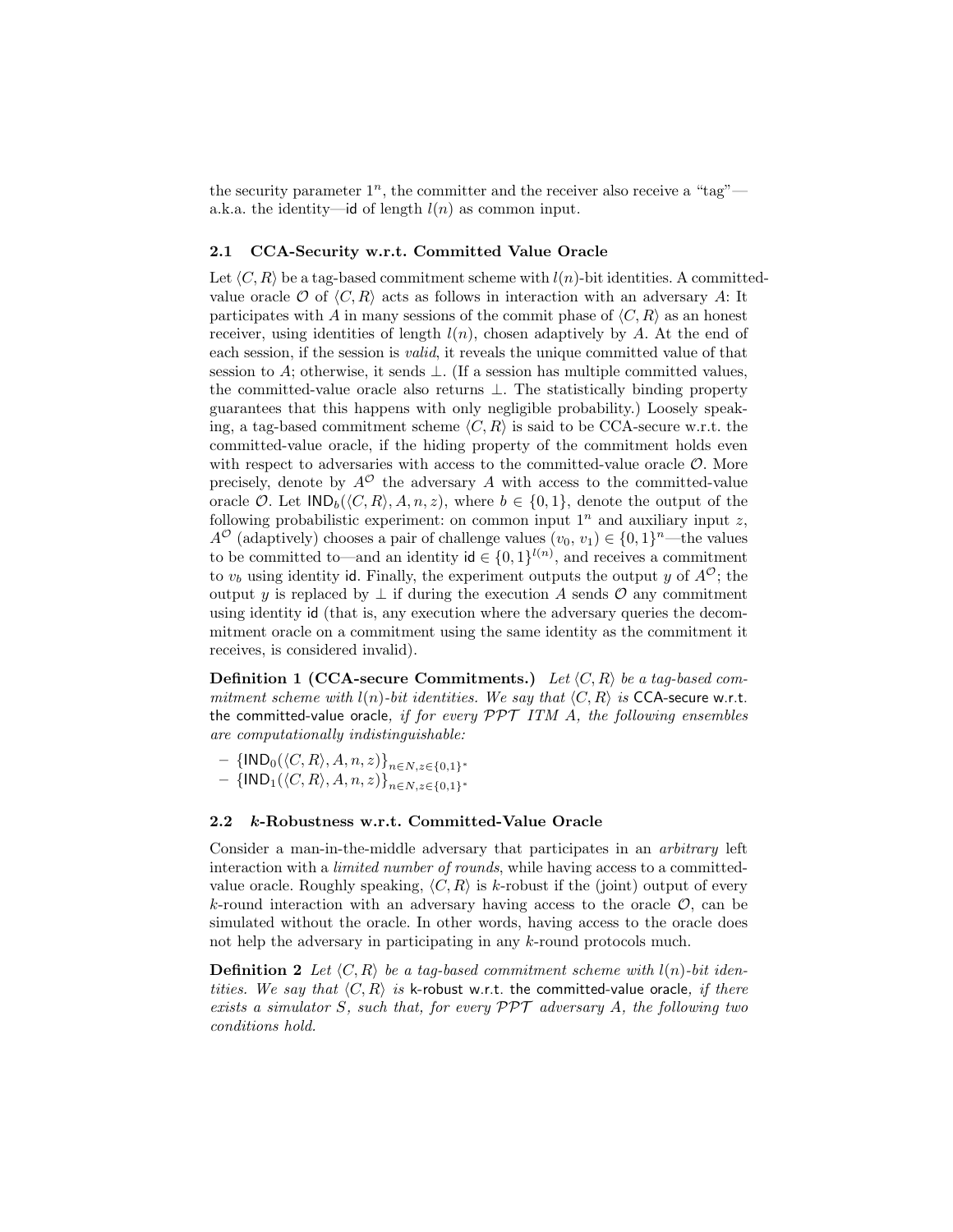the security parameter $1^n$, the committer and the receiver also receive a "tag"—a.k.a. the identity—id of length $l(n)$ as common input.

## 2.1 CCA-Security w.r.t. Committed Value Oracle

Let $\langle C, R\rangle$ be a tag-based commitment scheme with $l(n)$-bit identities. A committed-value oracle $\mathcal{O}$ of $\langle C, R\rangle$ acts as follows in interaction with an adversary $A$: It participates with $A$ in many sessions of the commit phase of $\langle C, R\rangle$ as an honest receiver, using identities of length $l(n)$, chosen adaptively by $A$. At the end of each session, if the session is *valid*, it reveals the unique committed value of that session to $A$; otherwise, it sends $\perp$. (If a session has multiple committed values, the committed-value oracle also returns $\perp$. The statistically binding property guarantees that this happens with only negligible probability.) Loosely speaking, a tag-based commitment scheme $\langle C, R\rangle$ is said to be CCA-secure w.r.t. the committed-value oracle, if the hiding property of the commitment holds even with respect to adversaries with access to the committed-value oracle $\mathcal{O}$. More precisely, denote by $A^{\mathcal{O}}$ the adversary $A$ with access to the committed-value oracle $\mathcal{O}$. Let $\mathsf{IND}_b(\langle C, R\rangle, A, n, z)$, where $b \in \{0, 1\}$, denote the output of the following probabilistic experiment: on common input $1^n$ and auxiliary input $z$, $A^{\mathcal{O}}$ (adaptively) chooses a pair of challenge values $(v_0, v_1) \in \{0, 1\}^n$—the values to be committed to—and an identity $\mathsf{id} \in \{0, 1\}^{l(n)}$, and receives a commitment to $v_b$ using identity id. Finally, the experiment outputs the output $y$ of $A^{\mathcal{O}}$; the output $y$ is replaced by $\perp$ if during the execution $A$ sends $\mathcal{O}$ any commitment using identity id (that is, any execution where the adversary queries the decommitment oracle on a commitment using the same identity as the commitment it receives, is considered invalid).

**Definition 1 (CCA-secure Commitments.)** *Let $\langle C, R\rangle$ be a tag-based commitment scheme with $l(n)$-bit identities. We say that $\langle C, R\rangle$ is* CCA-secure w.r.t. the committed-value oracle*, if for every $\mathcal{PPT}$ ITM $A$, the following ensembles are computationally indistinguishable:*

- $\{\mathsf{IND}_0(\langle C, R\rangle, A, n, z)\}_{n\in N, z\in\{0,1\}^*}$
- $\{\mathsf{IND}_1(\langle C, R\rangle, A, n, z)\}_{n\in N, z\in\{0,1\}^*}$

## 2.2 *k*-Robustness w.r.t. Committed-Value Oracle

Consider a man-in-the-middle adversary that participates in an *arbitrary* left interaction with a *limited number of rounds*, while having access to a committed-value oracle. Roughly speaking, $\langle C, R\rangle$ is $k$-robust if the (joint) output of every $k$-round interaction with an adversary having access to the oracle $\mathcal{O}$, can be simulated without the oracle. In other words, having access to the oracle does not help the adversary in participating in any $k$-round protocols much.

**Definition 2** *Let $\langle C, R\rangle$ be a tag-based commitment scheme with $l(n)$-bit identities. We say that $\langle C, R\rangle$ is* k-robust w.r.t. the committed-value oracle*, if there exists a simulator $S$, such that, for every $\mathcal{PPT}$ adversary $A$, the following two conditions hold.*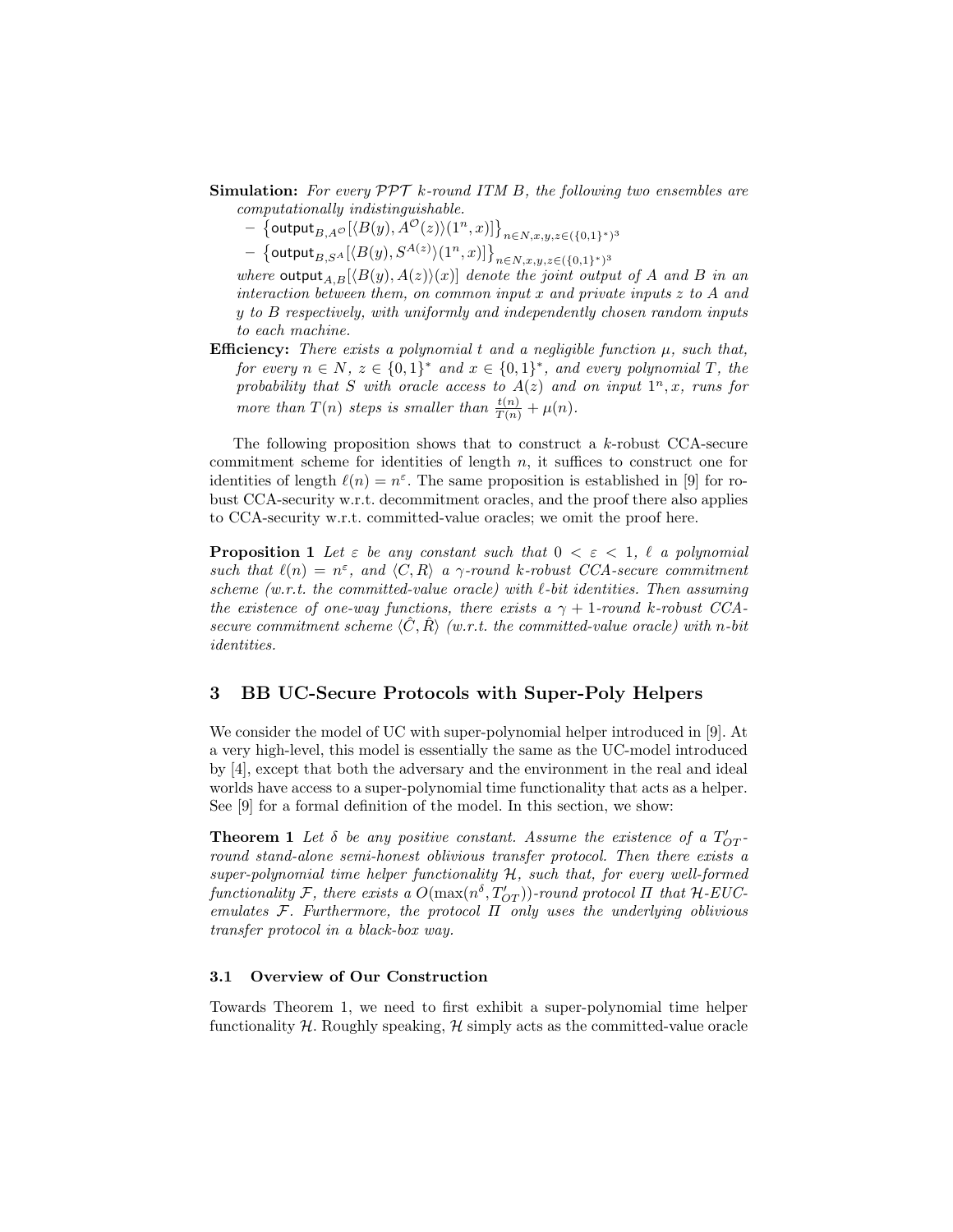**Simulation:** *For every $\mathcal{PPT}$ $k$-round ITM $B$, the following two ensembles are computationally indistinguishable.*

- $\left\{\mathsf{output}_{B,A^{\mathcal{O}}}[\langle B(y), A^{\mathcal{O}}(z)\rangle(1^n, x)]\right\}_{n\in N, x,y,z\in(\{0,1\}^*)^3}$
- $\left\{\mathsf{output}_{B,S^A}[\langle B(y), S^{A(z)}\rangle(1^n, x)]\right\}_{n\in N, x,y,z\in(\{0,1\}^*)^3}$

*where $\mathsf{output}_{A,B}[\langle B(y), A(z)\rangle(x)]$ denote the joint output of $A$ and $B$ in an interaction between them, on common input $x$ and private inputs $z$ to $A$ and $y$ to $B$ respectively, with uniformly and independently chosen random inputs to each machine.*

**Efficiency:** *There exists a polynomial $t$ and a negligible function $\mu$, such that, for every $n \in N$, $z \in \{0,1\}^*$ and $x \in \{0,1\}^*$, and every polynomial $T$, the probability that $S$ with oracle access to $A(z)$ and on input $1^n, x$, runs for more than $T(n)$ steps is smaller than $\frac{t(n)}{T(n)} + \mu(n)$.*

The following proposition shows that to construct a $k$-robust CCA-secure commitment scheme for identities of length $n$, it suffices to construct one for identities of length $\ell(n) = n^{\varepsilon}$. The same proposition is established in [9] for robust CCA-security w.r.t. decommitment oracles, and the proof there also applies to CCA-security w.r.t. committed-value oracles; we omit the proof here.

**Proposition 1** *Let $\varepsilon$ be any constant such that $0 < \varepsilon < 1$, $\ell$ a polynomial such that $\ell(n) = n^{\varepsilon}$, and $\langle C, R\rangle$ a $\gamma$-round $k$-robust CCA-secure commitment scheme (w.r.t. the committed-value oracle) with $\ell$-bit identities. Then assuming the existence of one-way functions, there exists a $\gamma + 1$-round $k$-robust CCA-secure commitment scheme $\langle \hat{C}, \hat{R}\rangle$ (w.r.t. the committed-value oracle) with $n$-bit identities.*

## 3 BB UC-Secure Protocols with Super-Poly Helpers

We consider the model of UC with super-polynomial helper introduced in [9]. At a very high-level, this model is essentially the same as the UC-model introduced by [4], except that both the adversary and the environment in the real and ideal worlds have access to a super-polynomial time functionality that acts as a helper. See [9] for a formal definition of the model. In this section, we show:

**Theorem 1** *Let $\delta$ be any positive constant. Assume the existence of a $T'_{OT}$-round stand-alone semi-honest oblivious transfer protocol. Then there exists a super-polynomial time helper functionality $\mathcal{H}$, such that, for every well-formed functionality $\mathcal{F}$, there exists a $O(\max(n^{\delta}, T'_{OT}))$-round protocol $\Pi$ that $\mathcal{H}$-EUC-emulates $\mathcal{F}$. Furthermore, the protocol $\Pi$ only uses the underlying oblivious transfer protocol in a black-box way.*

### 3.1 Overview of Our Construction

Towards Theorem 1, we need to first exhibit a super-polynomial time helper functionality $\mathcal{H}$. Roughly speaking, $\mathcal{H}$ simply acts as the committed-value oracle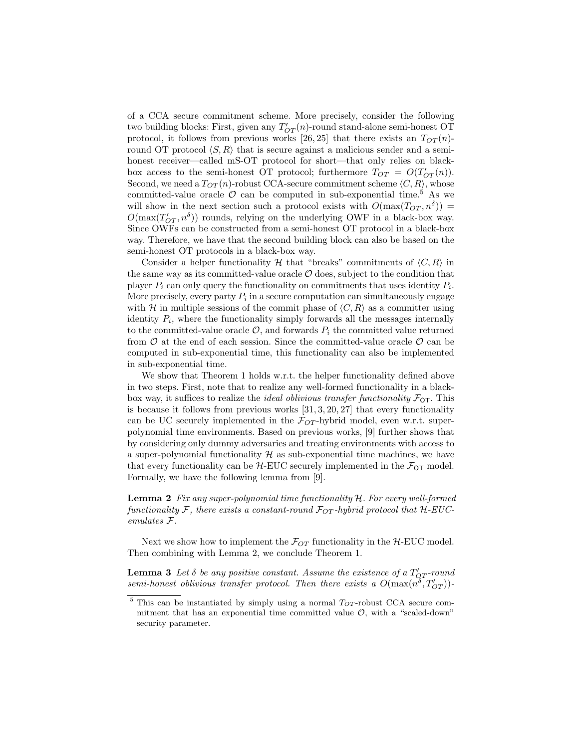of a CCA secure commitment scheme. More precisely, consider the following two building blocks: First, given any $T'_{OT}(n)$-round stand-alone semi-honest OT protocol, it follows from previous works [26, 25] that there exists an $T_{OT}(n)$-round OT protocol $\langle S, R\rangle$ that is secure against a malicious sender and a semi-honest receiver—called mS-OT protocol for short—that only relies on black-box access to the semi-honest OT protocol; furthermore $T_{OT} = O(T'_{OT}(n))$. Second, we need a $T_{OT}(n)$-robust CCA-secure commitment scheme $\langle C, R\rangle$, whose committed-value oracle $\mathcal{O}$ can be computed in sub-exponential time.[5] As we will show in the next section such a protocol exists with $O(\max(T_{OT}, n^{\delta})) = O(\max(T'_{OT}, n^{\delta}))$ rounds, relying on the underlying OWF in a black-box way. Since OWFs can be constructed from a semi-honest OT protocol in a black-box way. Therefore, we have that the second building block can also be based on the semi-honest OT protocols in a black-box way.

Consider a helper functionality $\mathcal{H}$ that "breaks" commitments of $\langle C, R\rangle$ in the same way as its committed-value oracle $\mathcal{O}$ does, subject to the condition that player $P_i$ can only query the functionality on commitments that uses identity $P_i$. More precisely, every party $P_i$ in a secure computation can simultaneously engage with $\mathcal{H}$ in multiple sessions of the commit phase of $\langle C, R\rangle$ as a committer using identity $P_i$, where the functionality simply forwards all the messages internally to the committed-value oracle $\mathcal{O}$, and forwards $P_i$ the committed value returned from $\mathcal{O}$ at the end of each session. Since the committed-value oracle $\mathcal{O}$ can be computed in sub-exponential time, this functionality can also be implemented in sub-exponential time.

We show that Theorem 1 holds w.r.t. the helper functionality defined above in two steps. First, note that to realize any well-formed functionality in a black-box way, it suffices to realize the *ideal oblivious transfer functionality* $\mathcal{F}_{\mathsf{OT}}$. This is because it follows from previous works [31, 3, 20, 27] that every functionality can be UC securely implemented in the $\mathcal{F}_{OT}$-hybrid model, even w.r.t. super-polynomial time environments. Based on previous works, [9] further shows that by considering only dummy adversaries and treating environments with access to a super-polynomial functionality $\mathcal{H}$ as sub-exponential time machines, we have that every functionality can be $\mathcal{H}$-EUC securely implemented in the $\mathcal{F}_{\mathsf{OT}}$ model. Formally, we have the following lemma from [9].

**Lemma 2** *Fix any super-polynomial time functionality $\mathcal{H}$. For every well-formed functionality $\mathcal{F}$, there exists a constant-round $\mathcal{F}_{OT}$-hybrid protocol that $\mathcal{H}$-EUC-emulates $\mathcal{F}$.*

Next we show how to implement the $\mathcal{F}_{OT}$ functionality in the $\mathcal{H}$-EUC model. Then combining with Lemma 2, we conclude Theorem 1.

**Lemma 3** *Let $\delta$ be any positive constant. Assume the existence of a $T'_{OT}$-round semi-honest oblivious transfer protocol. Then there exists a $O(\max(n^{\delta}, T'_{OT}))$-*

[5] This can be instantiated by simply using a normal $T_{OT}$-robust CCA secure commitment that has an exponential time committed value $\mathcal{O}$, with a "scaled-down" security parameter.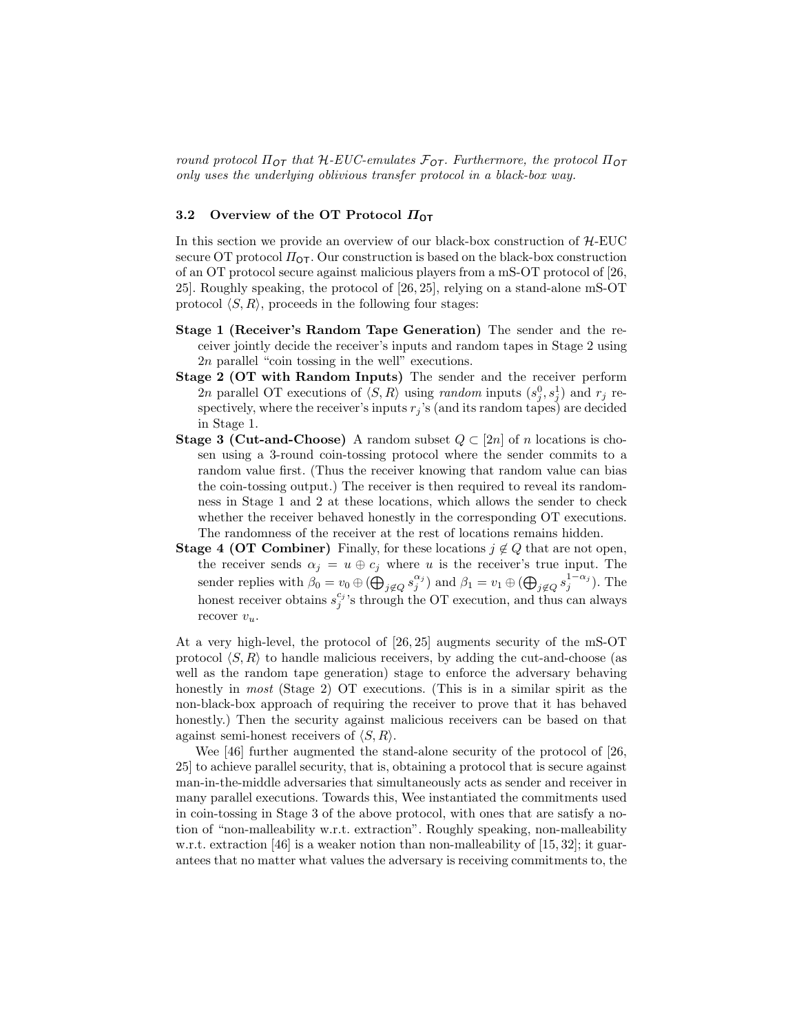*round protocol $\Pi_{\mathsf{OT}}$ that $\mathcal{H}$-EUC-emulates $\mathcal{F}_{\mathsf{OT}}$. Furthermore, the protocol $\Pi_{\mathsf{OT}}$ only uses the underlying oblivious transfer protocol in a black-box way.*

### 3.2 Overview of the OT Protocol $\Pi_{\mathsf{OT}}$

In this section we provide an overview of our black-box construction of $\mathcal{H}$-EUC secure OT protocol $\Pi_{\mathsf{OT}}$. Our construction is based on the black-box construction of an OT protocol secure against malicious players from a mS-OT protocol of [26, 25]. Roughly speaking, the protocol of [26, 25], relying on a stand-alone mS-OT protocol $\langle S, R \rangle$, proceeds in the following four stages:

**Stage 1 (Receiver's Random Tape Generation)** The sender and the receiver jointly decide the receiver's inputs and random tapes in Stage 2 using $2n$ parallel "coin tossing in the well" executions.

**Stage 2 (OT with Random Inputs)** The sender and the receiver perform $2n$ parallel OT executions of $\langle S, R \rangle$ using *random* inputs $(s_j^0, s_j^1)$ and $r_j$ respectively, where the receiver's inputs $r_j$'s (and its random tapes) are decided in Stage 1.

**Stage 3 (Cut-and-Choose)** A random subset $Q \subset [2n]$ of $n$ locations is chosen using a 3-round coin-tossing protocol where the sender commits to a random value first. (Thus the receiver knowing that random value can bias the coin-tossing output.) The receiver is then required to reveal its randomness in Stage 1 and 2 at these locations, which allows the sender to check whether the receiver behaved honestly in the corresponding OT executions. The randomness of the receiver at the rest of locations remains hidden.

**Stage 4 (OT Combiner)** Finally, for these locations $j \notin Q$ that are not open, the receiver sends $\alpha_j = u \oplus c_j$ where $u$ is the receiver's true input. The sender replies with $\beta_0 = v_0 \oplus (\bigoplus_{j \notin Q} s_j^{\alpha_j})$ and $\beta_1 = v_1 \oplus (\bigoplus_{j \notin Q} s_j^{1-\alpha_j})$. The honest receiver obtains $s_j^{c_j}$'s through the OT execution, and thus can always recover $v_u$.

At a very high-level, the protocol of [26, 25] augments security of the mS-OT protocol $\langle S, R \rangle$ to handle malicious receivers, by adding the cut-and-choose (as well as the random tape generation) stage to enforce the adversary behaving honestly in *most* (Stage 2) OT executions. (This is in a similar spirit as the non-black-box approach of requiring the receiver to prove that it has behaved honestly.) Then the security against malicious receivers can be based on that against semi-honest receivers of $\langle S, R \rangle$.

Wee [46] further augmented the stand-alone security of the protocol of [26, 25] to achieve parallel security, that is, obtaining a protocol that is secure against man-in-the-middle adversaries that simultaneously acts as sender and receiver in many parallel executions. Towards this, Wee instantiated the commitments used in coin-tossing in Stage 3 of the above protocol, with ones that are satisfy a notion of "non-malleability w.r.t. extraction". Roughly speaking, non-malleability w.r.t. extraction [46] is a weaker notion than non-malleability of [15, 32]; it guarantees that no matter what values the adversary is receiving commitments to, the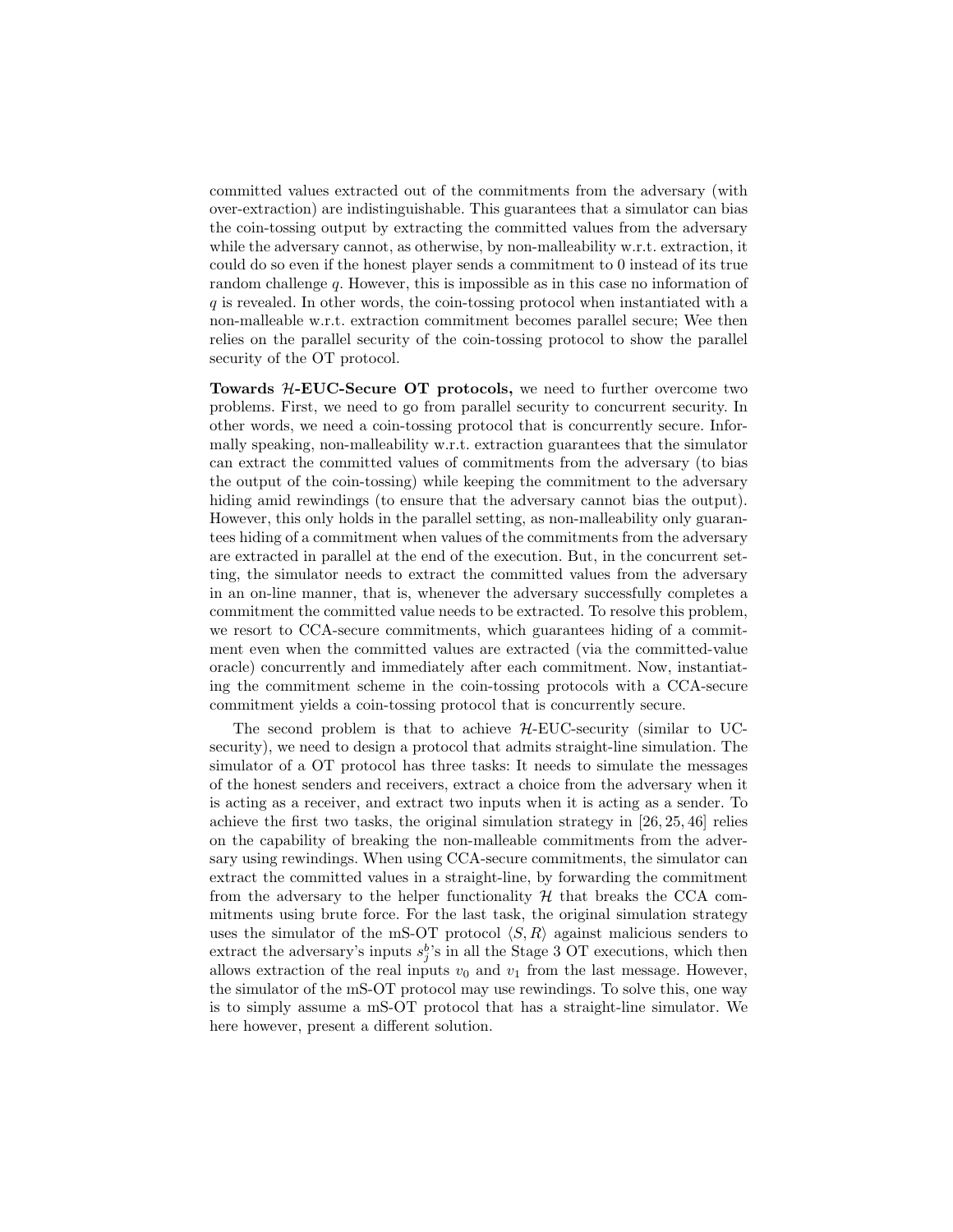committed values extracted out of the commitments from the adversary (with over-extraction) are indistinguishable. This guarantees that a simulator can bias the coin-tossing output by extracting the committed values from the adversary while the adversary cannot, as otherwise, by non-malleability w.r.t. extraction, it could do so even if the honest player sends a commitment to 0 instead of its true random challenge $q$. However, this is impossible as in this case no information of $q$ is revealed. In other words, the coin-tossing protocol when instantiated with a non-malleable w.r.t. extraction commitment becomes parallel secure; Wee then relies on the parallel security of the coin-tossing protocol to show the parallel security of the OT protocol.

**Towards $\mathcal{H}$-EUC-Secure OT protocols,** we need to further overcome two problems. First, we need to go from parallel security to concurrent security. In other words, we need a coin-tossing protocol that is concurrently secure. Informally speaking, non-malleability w.r.t. extraction guarantees that the simulator can extract the committed values of commitments from the adversary (to bias the output of the coin-tossing) while keeping the commitment to the adversary hiding amid rewindings (to ensure that the adversary cannot bias the output). However, this only holds in the parallel setting, as non-malleability only guarantees hiding of a commitment when values of the commitments from the adversary are extracted in parallel at the end of the execution. But, in the concurrent setting, the simulator needs to extract the committed values from the adversary in an on-line manner, that is, whenever the adversary successfully completes a commitment the committed value needs to be extracted. To resolve this problem, we resort to CCA-secure commitments, which guarantees hiding of a commitment even when the committed values are extracted (via the committed-value oracle) concurrently and immediately after each commitment. Now, instantiating the commitment scheme in the coin-tossing protocols with a CCA-secure commitment yields a coin-tossing protocol that is concurrently secure.

The second problem is that to achieve $\mathcal{H}$-EUC-security (similar to UC-security), we need to design a protocol that admits straight-line simulation. The simulator of a OT protocol has three tasks: It needs to simulate the messages of the honest senders and receivers, extract a choice from the adversary when it is acting as a receiver, and extract two inputs when it is acting as a sender. To achieve the first two tasks, the original simulation strategy in [26, 25, 46] relies on the capability of breaking the non-malleable commitments from the adversary using rewindings. When using CCA-secure commitments, the simulator can extract the committed values in a straight-line, by forwarding the commitment from the adversary to the helper functionality $\mathcal{H}$ that breaks the CCA commitments using brute force. For the last task, the original simulation strategy uses the simulator of the mS-OT protocol $\langle S, R \rangle$ against malicious senders to extract the adversary's inputs $s_j^b$'s in all the Stage 3 OT executions, which then allows extraction of the real inputs $v_0$ and $v_1$ from the last message. However, the simulator of the mS-OT protocol may use rewindings. To solve this, one way is to simply assume a mS-OT protocol that has a straight-line simulator. We here however, present a different solution.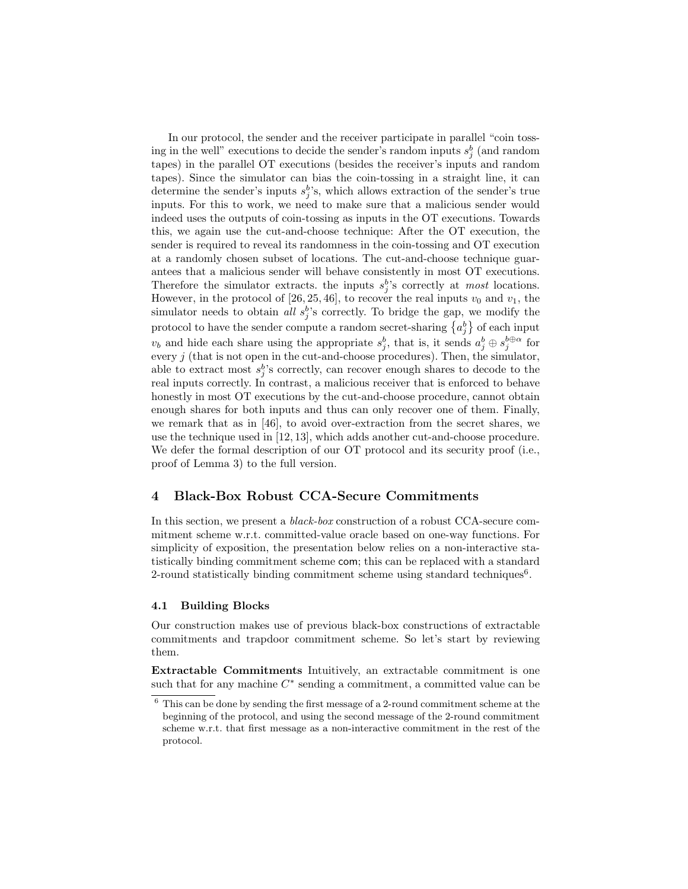In our protocol, the sender and the receiver participate in parallel "coin tossing in the well" executions to decide the sender's random inputs $s^b_j$ (and random tapes) in the parallel OT executions (besides the receiver's inputs and random tapes). Since the simulator can bias the coin-tossing in a straight line, it can determine the sender's inputs $s^b_j$'s, which allows extraction of the sender's true inputs. For this to work, we need to make sure that a malicious sender would indeed uses the outputs of coin-tossing as inputs in the OT executions. Towards this, we again use the cut-and-choose technique: After the OT execution, the sender is required to reveal its randomness in the coin-tossing and OT execution at a randomly chosen subset of locations. The cut-and-choose technique guarantees that a malicious sender will behave consistently in most OT executions. Therefore the simulator extracts. the inputs $s^b_j$'s correctly at *most* locations. However, in the protocol of [26, 25, 46], to recover the real inputs $v_0$ and $v_1$, the simulator needs to obtain *all* $s^b_j$'s correctly. To bridge the gap, we modify the protocol to have the sender compute a random secret-sharing $\left\{a^b_j\right\}$ of each input $v_b$ and hide each share using the appropriate $s^b_j$, that is, it sends $a^b_j \oplus s^{b \oplus \alpha}_j$ for every $j$ (that is not open in the cut-and-choose procedures). Then, the simulator, able to extract most $s^b_j$'s correctly, can recover enough shares to decode to the real inputs correctly. In contrast, a malicious receiver that is enforced to behave honestly in most OT executions by the cut-and-choose procedure, cannot obtain enough shares for both inputs and thus can only recover one of them. Finally, we remark that as in [46], to avoid over-extraction from the secret shares, we use the technique used in [12, 13], which adds another cut-and-choose procedure. We defer the formal description of our OT protocol and its security proof (i.e., proof of Lemma 3) to the full version.

# 4 Black-Box Robust CCA-Secure Commitments

In this section, we present a *black-box* construction of a robust CCA-secure commitment scheme w.r.t. committed-value oracle based on one-way functions. For simplicity of exposition, the presentation below relies on a non-interactive statistically binding commitment scheme com; this can be replaced with a standard 2-round statistically binding commitment scheme using standard techniques[6].

## 4.1 Building Blocks

Our construction makes use of previous black-box constructions of extractable commitments and trapdoor commitment scheme. So let's start by reviewing them.

**Extractable Commitments** Intuitively, an extractable commitment is one such that for any machine $C^*$ sending a commitment, a committed value can be

[6] This can be done by sending the first message of a 2-round commitment scheme at the beginning of the protocol, and using the second message of the 2-round commitment scheme w.r.t. that first message as a non-interactive commitment in the rest of the protocol.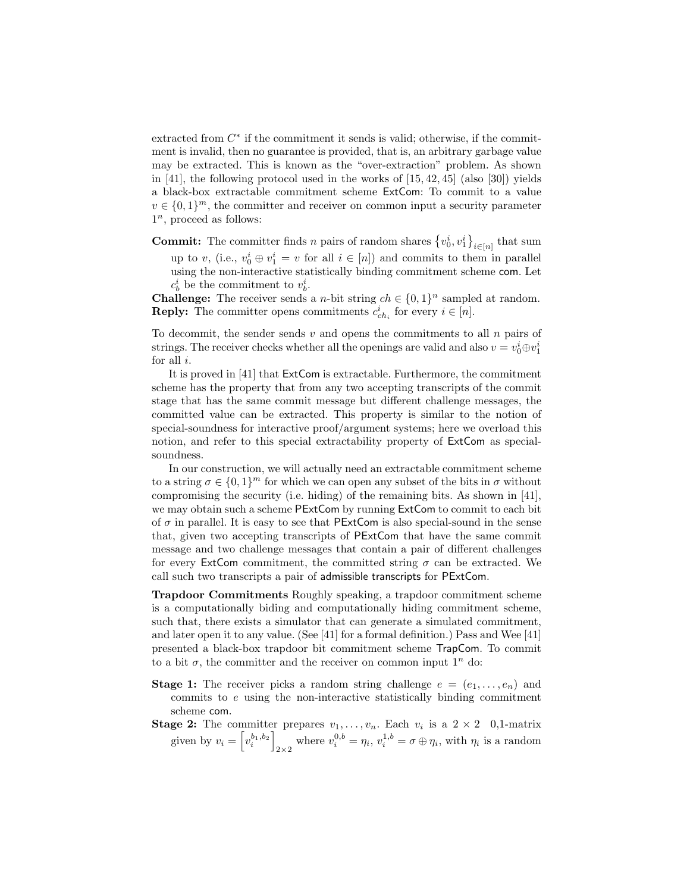extracted from $C^*$ if the commitment it sends is valid; otherwise, if the commitment is invalid, then no guarantee is provided, that is, an arbitrary garbage value may be extracted. This is known as the "over-extraction" problem. As shown in [41], the following protocol used in the works of [15, 42, 45] (also [30]) yields a black-box extractable commitment scheme ExtCom: To commit to a value $v \in \{0,1\}^m$, the committer and receiver on common input a security parameter $1^n$, proceed as follows:

**Commit:** The committer finds $n$ pairs of random shares $\{v_0^i, v_1^i\}_{i \in [n]}$ that sum up to $v$, (i.e., $v_0^i \oplus v_1^i = v$ for all $i \in [n]$) and commits to them in parallel using the non-interactive statistically binding commitment scheme com. Let $c_b^i$ be the commitment to $v_b^i$.

**Challenge:** The receiver sends a $n$-bit string $ch \in \{0,1\}^n$ sampled at random.

**Reply:** The committer opens commitments $c_{ch_i}^i$ for every $i \in [n]$.

To decommit, the sender sends $v$ and opens the commitments to all $n$ pairs of strings. The receiver checks whether all the openings are valid and also $v = v_0^i \oplus v_1^i$ for all $i$.

It is proved in [41] that ExtCom is extractable. Furthermore, the commitment scheme has the property that from any two accepting transcripts of the commit stage that has the same commit message but different challenge messages, the committed value can be extracted. This property is similar to the notion of special-soundness for interactive proof/argument systems; here we overload this notion, and refer to this special extractability property of ExtCom as special-soundness.

In our construction, we will actually need an extractable commitment scheme to a string $\sigma \in \{0,1\}^m$ for which we can open any subset of the bits in $\sigma$ without compromising the security (i.e. hiding) of the remaining bits. As shown in [41], we may obtain such a scheme PExtCom by running ExtCom to commit to each bit of $\sigma$ in parallel. It is easy to see that PExtCom is also special-sound in the sense that, given two accepting transcripts of PExtCom that have the same commit message and two challenge messages that contain a pair of different challenges for every ExtCom commitment, the committed string $\sigma$ can be extracted. We call such two transcripts a pair of admissible transcripts for PExtCom.

**Trapdoor Commitments** Roughly speaking, a trapdoor commitment scheme is a computationally biding and computationally hiding commitment scheme, such that, there exists a simulator that can generate a simulated commitment, and later open it to any value. (See [41] for a formal definition.) Pass and Wee [41] presented a black-box trapdoor bit commitment scheme TrapCom. To commit to a bit $\sigma$, the committer and the receiver on common input $1^n$ do:

**Stage 1:** The receiver picks a random string challenge $e = (e_1, \ldots, e_n)$ and commits to $e$ using the non-interactive statistically binding commitment scheme com.

**Stage 2:** The committer prepares $v_1, \ldots, v_n$. Each $v_i$ is a $2 \times 2$ 0,1-matrix given by $v_i = \left[v_i^{b_1,b_2}\right]_{2\times 2}$ where $v_i^{0,b} = \eta_i$, $v_i^{1,b} = \sigma \oplus \eta_i$, with $\eta_i$ is a random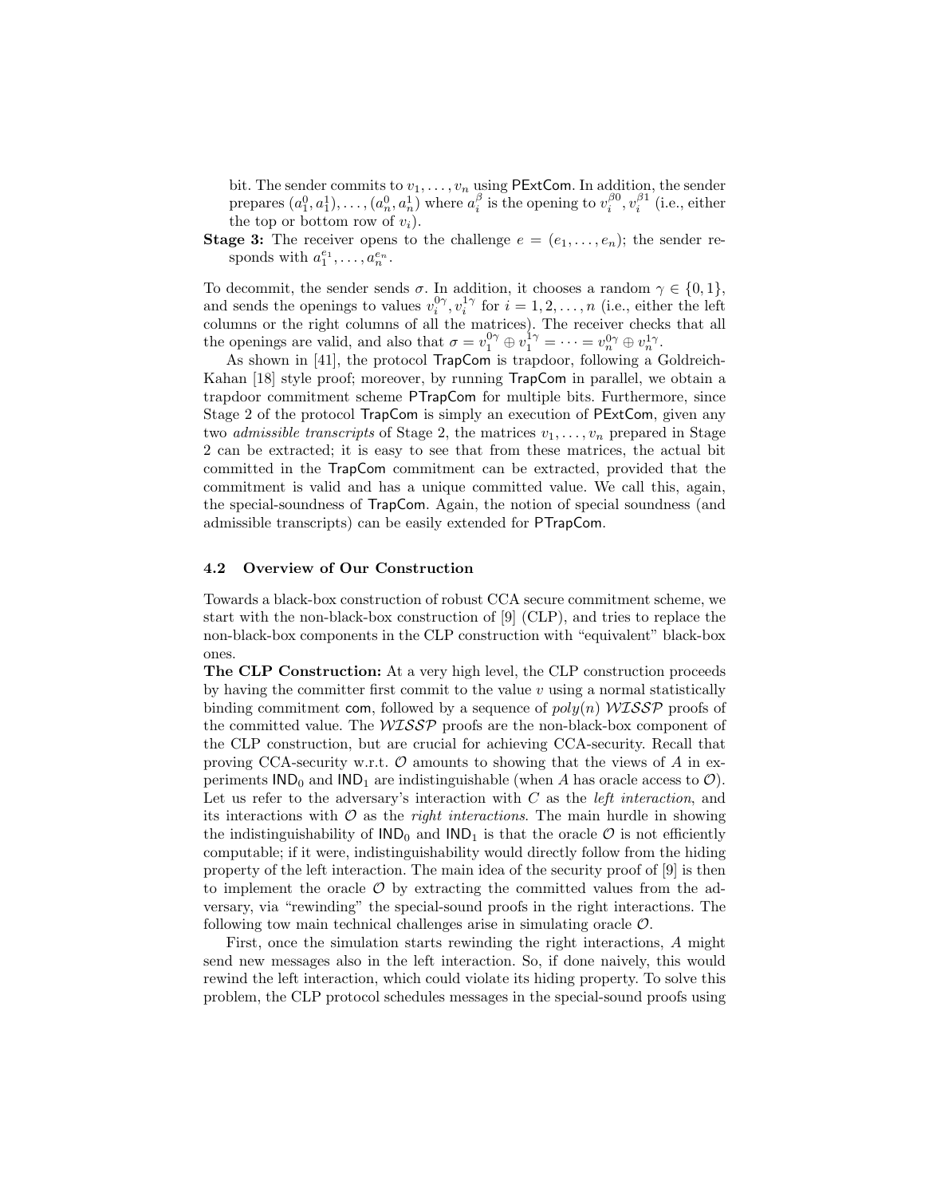bit. The sender commits to $v_1, \ldots, v_n$ using PExtCom. In addition, the sender prepares $(a_1^0, a_1^1), \ldots, (a_n^0, a_n^1)$ where $a_i^\beta$ is the opening to $v_i^{\beta 0}, v_i^{\beta 1}$ (i.e., either the top or bottom row of $v_i$).

**Stage 3:** The receiver opens to the challenge $e = (e_1, \ldots, e_n)$; the sender responds with $a_1^{e_1}, \ldots, a_n^{e_n}$.

To decommit, the sender sends $\sigma$. In addition, it chooses a random $\gamma \in \{0, 1\}$, and sends the openings to values $v_i^{0\gamma}, v_i^{1\gamma}$ for $i = 1, 2, \ldots, n$ (i.e., either the left columns or the right columns of all the matrices). The receiver checks that all the openings are valid, and also that $\sigma = v_1^{0\gamma} \oplus v_1^{1\gamma} = \cdots = v_n^{0\gamma} \oplus v_n^{1\gamma}$.

As shown in [41], the protocol TrapCom is trapdoor, following a Goldreich-Kahan [18] style proof; moreover, by running TrapCom in parallel, we obtain a trapdoor commitment scheme PTrapCom for multiple bits. Furthermore, since Stage 2 of the protocol TrapCom is simply an execution of PExtCom, given any two *admissible transcripts* of Stage 2, the matrices $v_1, \ldots, v_n$ prepared in Stage 2 can be extracted; it is easy to see that from these matrices, the actual bit committed in the TrapCom commitment can be extracted, provided that the commitment is valid and has a unique committed value. We call this, again, the special-soundness of TrapCom. Again, the notion of special soundness (and admissible transcripts) can be easily extended for PTrapCom.

### 4.2 Overview of Our Construction

Towards a black-box construction of robust CCA secure commitment scheme, we start with the non-black-box construction of [9] (CLP), and tries to replace the non-black-box components in the CLP construction with "equivalent" black-box ones.

**The CLP Construction:** At a very high level, the CLP construction proceeds by having the committer first commit to the value $v$ using a normal statistically binding commitment com, followed by a sequence of $poly(n)$ $\mathcal{WISSP}$ proofs of the committed value. The $\mathcal{WISSP}$ proofs are the non-black-box component of the CLP construction, but are crucial for achieving CCA-security. Recall that proving CCA-security w.r.t. $\mathcal{O}$ amounts to showing that the views of $A$ in experiments $\mathsf{IND}_0$ and $\mathsf{IND}_1$ are indistinguishable (when $A$ has oracle access to $\mathcal{O}$). Let us refer to the adversary's interaction with $C$ as the *left interaction*, and its interactions with $\mathcal{O}$ as the *right interactions*. The main hurdle in showing the indistinguishability of $\mathsf{IND}_0$ and $\mathsf{IND}_1$ is that the oracle $\mathcal{O}$ is not efficiently computable; if it were, indistinguishability would directly follow from the hiding property of the left interaction. The main idea of the security proof of [9] is then to implement the oracle $\mathcal{O}$ by extracting the committed values from the adversary, via "rewinding" the special-sound proofs in the right interactions. The following tow main technical challenges arise in simulating oracle $\mathcal{O}$.

First, once the simulation starts rewinding the right interactions, $A$ might send new messages also in the left interaction. So, if done naively, this would rewind the left interaction, which could violate its hiding property. To solve this problem, the CLP protocol schedules messages in the special-sound proofs using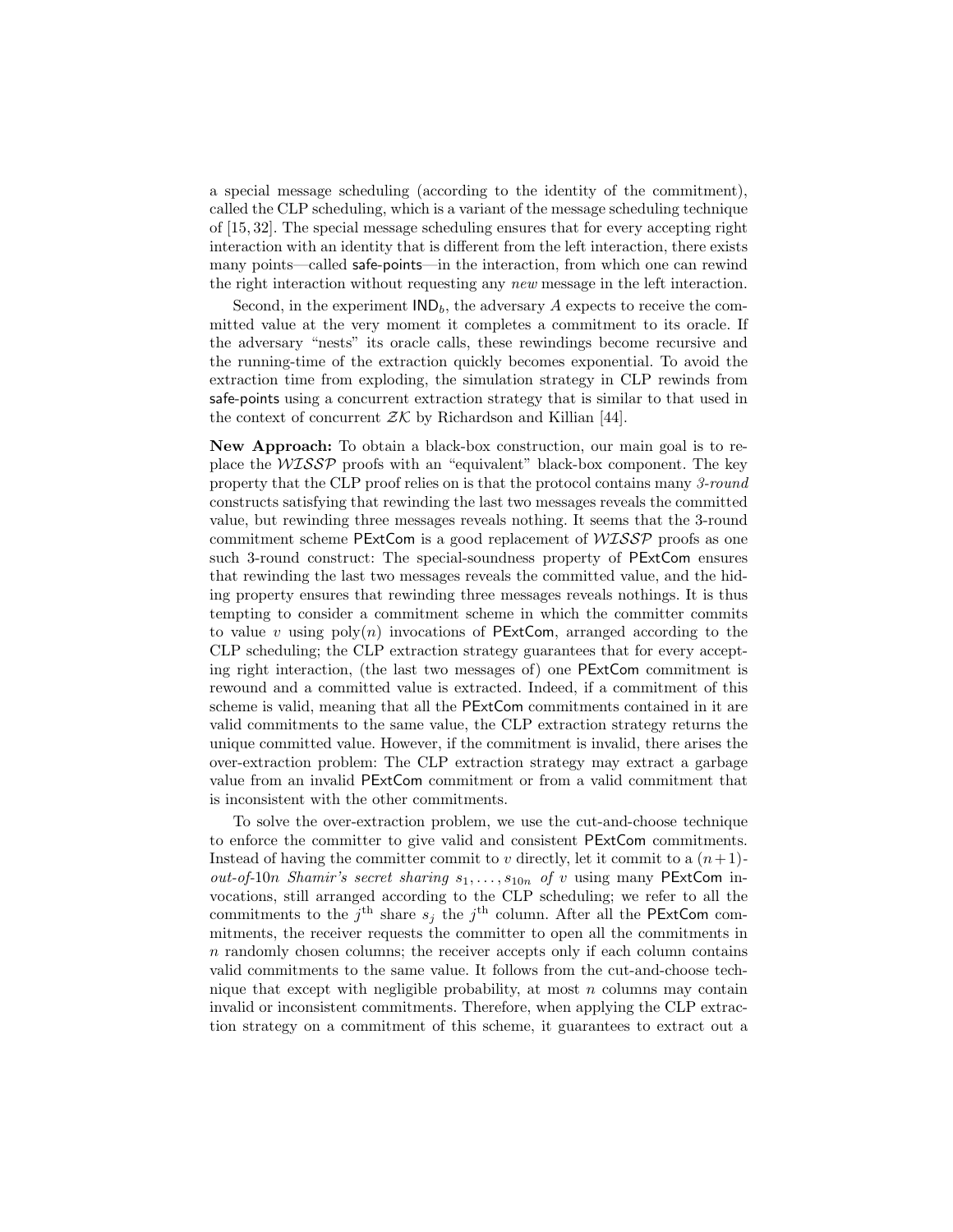a special message scheduling (according to the identity of the commitment), called the CLP scheduling, which is a variant of the message scheduling technique of [15, 32]. The special message scheduling ensures that for every accepting right interaction with an identity that is different from the left interaction, there exists many points—called safe-points—in the interaction, from which one can rewind the right interaction without requesting any *new* message in the left interaction.

Second, in the experiment $\mathsf{IND}_b$, the adversary $A$ expects to receive the committed value at the very moment it completes a commitment to its oracle. If the adversary "nests" its oracle calls, these rewindings become recursive and the running-time of the extraction quickly becomes exponential. To avoid the extraction time from exploding, the simulation strategy in CLP rewinds from safe-points using a concurrent extraction strategy that is similar to that used in the context of concurrent $\mathcal{ZK}$ by Richardson and Killian [44].

**New Approach:** To obtain a black-box construction, our main goal is to replace the $\mathcal{WISSP}$ proofs with an "equivalent" black-box component. The key property that the CLP proof relies on is that the protocol contains many *3-round* constructs satisfying that rewinding the last two messages reveals the committed value, but rewinding three messages reveals nothing. It seems that the 3-round commitment scheme PExtCom is a good replacement of $\mathcal{WISSP}$ proofs as one such 3-round construct: The special-soundness property of PExtCom ensures that rewinding the last two messages reveals the committed value, and the hiding property ensures that rewinding three messages reveals nothings. It is thus tempting to consider a commitment scheme in which the committer commits to value $v$ using $\mathrm{poly}(n)$ invocations of PExtCom, arranged according to the CLP scheduling; the CLP extraction strategy guarantees that for every accepting right interaction, (the last two messages of) one PExtCom commitment is rewound and a committed value is extracted. Indeed, if a commitment of this scheme is valid, meaning that all the PExtCom commitments contained in it are valid commitments to the same value, the CLP extraction strategy returns the unique committed value. However, if the commitment is invalid, there arises the over-extraction problem: The CLP extraction strategy may extract a garbage value from an invalid PExtCom commitment or from a valid commitment that is inconsistent with the other commitments.

To solve the over-extraction problem, we use the cut-and-choose technique to enforce the committer to give valid and consistent PExtCom commitments. Instead of having the committer commit to $v$ directly, let it commit to a *$(n+1)$-out-of-$10n$ Shamir's secret sharing $s_1, \ldots, s_{10n}$ of $v$* using many PExtCom invocations, still arranged according to the CLP scheduling; we refer to all the commitments to the $j^{\text{th}}$ share $s_j$ the $j^{\text{th}}$ column. After all the PExtCom commitments, the receiver requests the committer to open all the commitments in $n$ randomly chosen columns; the receiver accepts only if each column contains valid commitments to the same value. It follows from the cut-and-choose technique that except with negligible probability, at most $n$ columns may contain invalid or inconsistent commitments. Therefore, when applying the CLP extraction strategy on a commitment of this scheme, it guarantees to extract out a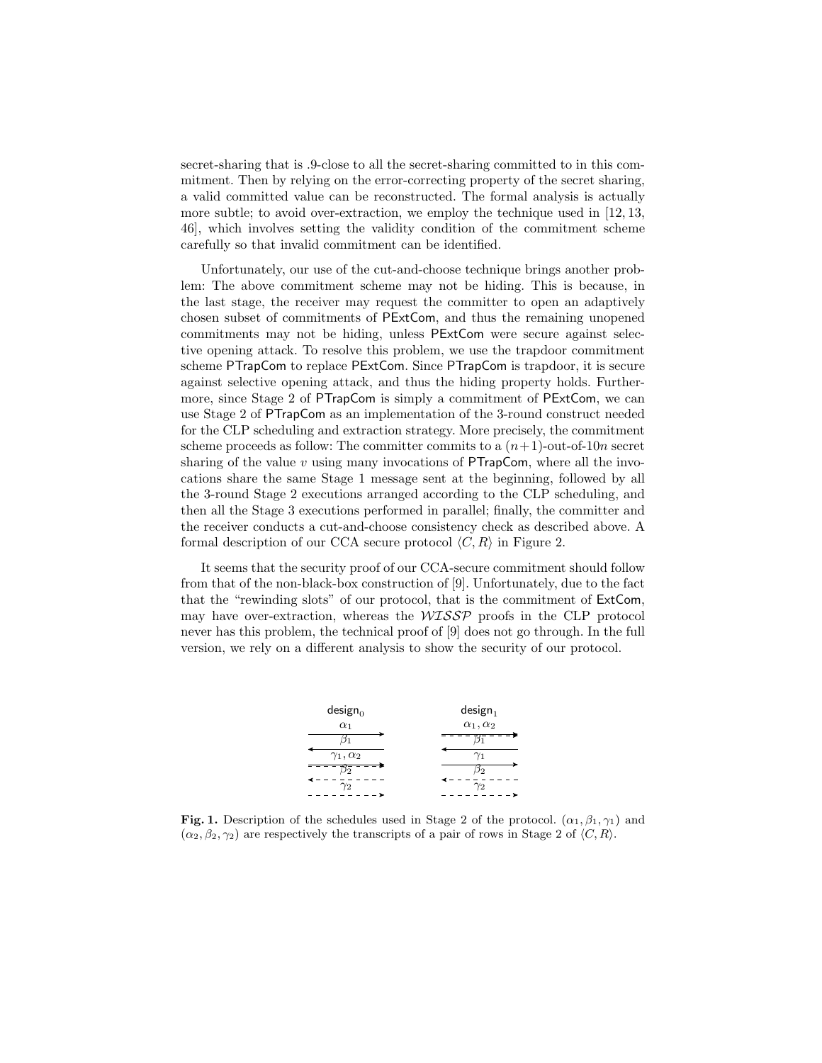secret-sharing that is .9-close to all the secret-sharing committed to in this commitment. Then by relying on the error-correcting property of the secret sharing, a valid committed value can be reconstructed. The formal analysis is actually more subtle; to avoid over-extraction, we employ the technique used in [12, 13, 46], which involves setting the validity condition of the commitment scheme carefully so that invalid commitment can be identified.

Unfortunately, our use of the cut-and-choose technique brings another problem: The above commitment scheme may not be hiding. This is because, in the last stage, the receiver may request the committer to open an adaptively chosen subset of commitments of PExtCom, and thus the remaining unopened commitments may not be hiding, unless PExtCom were secure against selective opening attack. To resolve this problem, we use the trapdoor commitment scheme PTrapCom to replace PExtCom. Since PTrapCom is trapdoor, it is secure against selective opening attack, and thus the hiding property holds. Furthermore, since Stage 2 of PTrapCom is simply a commitment of PExtCom, we can use Stage 2 of PTrapCom as an implementation of the 3-round construct needed for the CLP scheduling and extraction strategy. More precisely, the commitment scheme proceeds as follow: The committer commits to a $(n+1)$-out-of-$10n$ secret sharing of the value $v$ using many invocations of PTrapCom, where all the invocations share the same Stage 1 message sent at the beginning, followed by all the 3-round Stage 2 executions arranged according to the CLP scheduling, and then all the Stage 3 executions performed in parallel; finally, the committer and the receiver conducts a cut-and-choose consistency check as described above. A formal description of our CCA secure protocol $\langle C, R\rangle$ in Figure 2.

It seems that the security proof of our CCA-secure commitment should follow from that of the non-black-box construction of [9]. Unfortunately, due to the fact that the "rewinding slots" of our protocol, that is the commitment of ExtCom, may have over-extraction, whereas the $\mathcal{WISSP}$ proofs in the CLP protocol never has this problem, the technical proof of [9] does not go through. In the full version, we rely on a different analysis to show the security of our protocol.

| $\mathsf{design}_0$ | $\mathsf{design}_1$ |
|---|---|
| $\alpha_1$ → | $\alpha_1, \alpha_2$ → |
| $\beta_1$ ← | $\beta_1$ ← |
| $\gamma_1, \alpha_2$ → | $\gamma_1$ → |
| $\beta_2$ ← (dashed) | $\beta_2$ ← (dashed) |
| $\gamma_2$ → (dashed) | $\gamma_2$ → (dashed) |

**Fig. 1.** Description of the schedules used in Stage 2 of the protocol. $(\alpha_1, \beta_1, \gamma_1)$ and $(\alpha_2, \beta_2, \gamma_2)$ are respectively the transcripts of a pair of rows in Stage 2 of $\langle C, R\rangle$.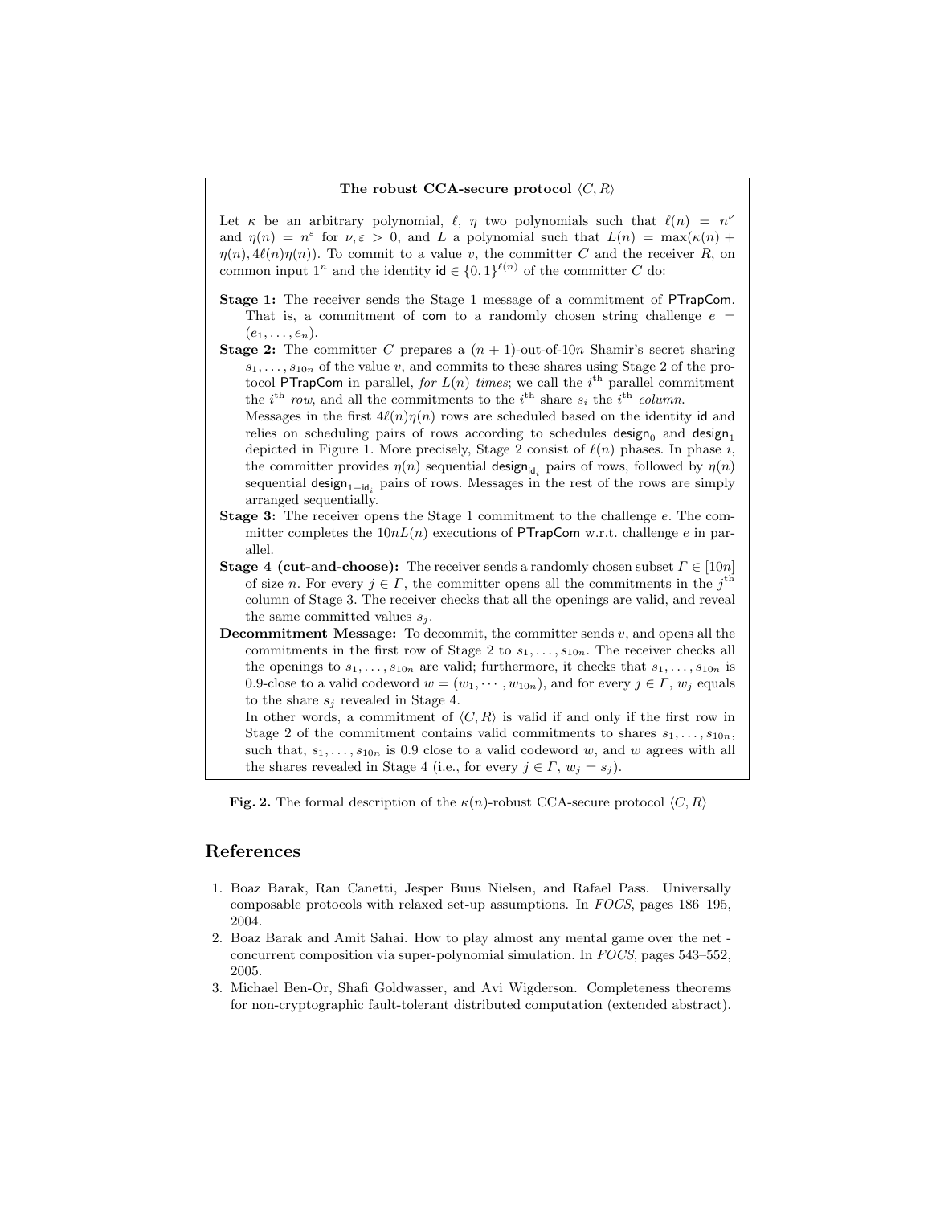**The robust CCA-secure protocol $\langle C, R\rangle$**

Let $\kappa$ be an arbitrary polynomial, $\ell$, $\eta$ two polynomials such that $\ell(n) = n^\nu$ and $\eta(n) = n^\varepsilon$ for $\nu, \varepsilon > 0$, and $L$ a polynomial such that $L(n) = \max(\kappa(n) + \eta(n), 4\ell(n)\eta(n))$. To commit to a value $v$, the committer $C$ and the receiver $R$, on common input $1^n$ and the identity $\mathsf{id} \in \{0,1\}^{\ell(n)}$ of the committer $C$ do:

**Stage 1:** The receiver sends the Stage 1 message of a commitment of $\mathsf{PTrapCom}$. That is, a commitment of $\mathsf{com}$ to a randomly chosen string challenge $e = (e_1, \ldots, e_n)$.

**Stage 2:** The committer $C$ prepares a $(n+1)$-out-of-$10n$ Shamir's secret sharing $s_1, \ldots, s_{10n}$ of the value $v$, and commits to these shares using Stage 2 of the protocol $\mathsf{PTrapCom}$ in parallel, *for $L(n)$ times*; we call the $i^{\text{th}}$ parallel commitment the $i^{\text{th}}$ *row*, and all the commitments to the $i^{\text{th}}$ share $s_i$ the $i^{\text{th}}$ *column*.
Messages in the first $4\ell(n)\eta(n)$ rows are scheduled based on the identity $\mathsf{id}$ and relies on scheduling pairs of rows according to schedules $\mathsf{design}_0$ and $\mathsf{design}_1$ depicted in Figure 1. More precisely, Stage 2 consist of $\ell(n)$ phases. In phase $i$, the committer provides $\eta(n)$ sequential $\mathsf{design}_{\mathsf{id}_i}$ pairs of rows, followed by $\eta(n)$ sequential $\mathsf{design}_{1-\mathsf{id}_i}$ pairs of rows. Messages in the rest of the rows are simply arranged sequentially.

**Stage 3:** The receiver opens the Stage 1 commitment to the challenge $e$. The committer completes the $10nL(n)$ executions of $\mathsf{PTrapCom}$ w.r.t. challenge $e$ in parallel.

**Stage 4 (cut-and-choose):** The receiver sends a randomly chosen subset $\Gamma \in [10n]$ of size $n$. For every $j \in \Gamma$, the committer opens all the commitments in the $j^{\text{th}}$ column of Stage 3. The receiver checks that all the openings are valid, and reveal the same committed values $s_j$.

**Decommitment Message:** To decommit, the committer sends $v$, and opens all the commitments in the first row of Stage 2 to $s_1, \ldots, s_{10n}$. The receiver checks all the openings to $s_1, \ldots, s_{10n}$ are valid; furthermore, it checks that $s_1, \ldots, s_{10n}$ is 0.9-close to a valid codeword $w = (w_1, \cdots, w_{10n})$, and for every $j \in \Gamma$, $w_j$ equals to the share $s_j$ revealed in Stage 4.
In other words, a commitment of $\langle C, R\rangle$ is valid if and only if the first row in Stage 2 of the commitment contains valid commitments to shares $s_1, \ldots, s_{10n}$, such that, $s_1, \ldots, s_{10n}$ is 0.9 close to a valid codeword $w$, and $w$ agrees with all the shares revealed in Stage 4 (i.e., for every $j \in \Gamma$, $w_j = s_j$).

**Fig. 2.** The formal description of the $\kappa(n)$-robust CCA-secure protocol $\langle C, R\rangle$

## References

1. Boaz Barak, Ran Canetti, Jesper Buus Nielsen, and Rafael Pass. Universally composable protocols with relaxed set-up assumptions. In *FOCS*, pages 186–195, 2004.
2. Boaz Barak and Amit Sahai. How to play almost any mental game over the net - concurrent composition via super-polynomial simulation. In *FOCS*, pages 543–552, 2005.
3. Michael Ben-Or, Shafi Goldwasser, and Avi Wigderson. Completeness theorems for non-cryptographic fault-tolerant distributed computation (extended abstract).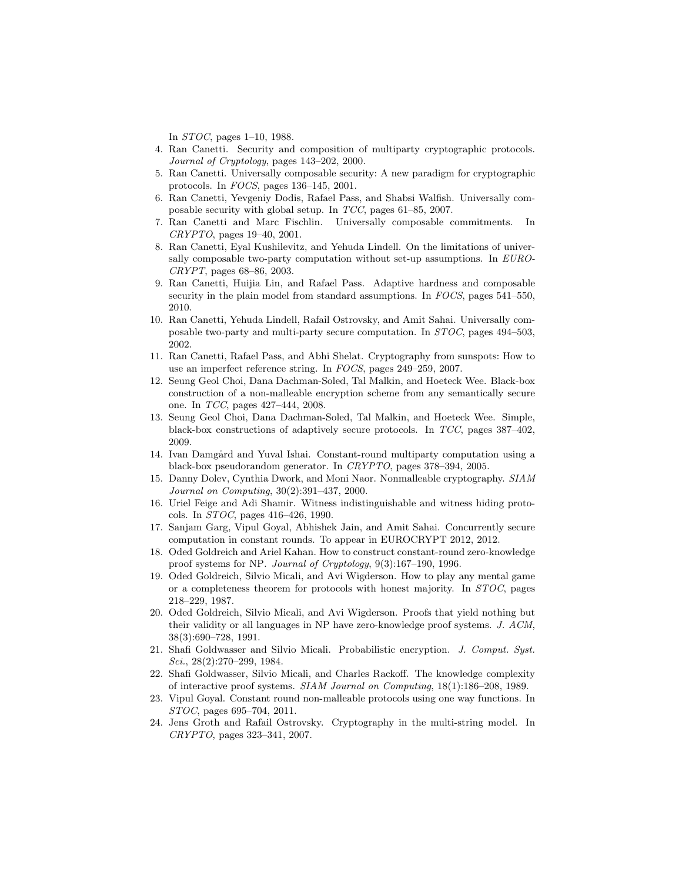In *STOC*, pages 1–10, 1988.

4. Ran Canetti. Security and composition of multiparty cryptographic protocols. *Journal of Cryptology*, pages 143–202, 2000.
5. Ran Canetti. Universally composable security: A new paradigm for cryptographic protocols. In *FOCS*, pages 136–145, 2001.
6. Ran Canetti, Yevgeniy Dodis, Rafael Pass, and Shabsi Walfish. Universally composable security with global setup. In *TCC*, pages 61–85, 2007.
7. Ran Canetti and Marc Fischlin. Universally composable commitments. In *CRYPTO*, pages 19–40, 2001.
8. Ran Canetti, Eyal Kushilevitz, and Yehuda Lindell. On the limitations of universally composable two-party computation without set-up assumptions. In *EUROCRYPT*, pages 68–86, 2003.
9. Ran Canetti, Huijia Lin, and Rafael Pass. Adaptive hardness and composable security in the plain model from standard assumptions. In *FOCS*, pages 541–550, 2010.
10. Ran Canetti, Yehuda Lindell, Rafail Ostrovsky, and Amit Sahai. Universally composable two-party and multi-party secure computation. In *STOC*, pages 494–503, 2002.
11. Ran Canetti, Rafael Pass, and Abhi Shelat. Cryptography from sunspots: How to use an imperfect reference string. In *FOCS*, pages 249–259, 2007.
12. Seung Geol Choi, Dana Dachman-Soled, Tal Malkin, and Hoeteck Wee. Black-box construction of a non-malleable encryption scheme from any semantically secure one. In *TCC*, pages 427–444, 2008.
13. Seung Geol Choi, Dana Dachman-Soled, Tal Malkin, and Hoeteck Wee. Simple, black-box constructions of adaptively secure protocols. In *TCC*, pages 387–402, 2009.
14. Ivan Damgård and Yuval Ishai. Constant-round multiparty computation using a black-box pseudorandom generator. In *CRYPTO*, pages 378–394, 2005.
15. Danny Dolev, Cynthia Dwork, and Moni Naor. Nonmalleable cryptography. *SIAM Journal on Computing*, 30(2):391–437, 2000.
16. Uriel Feige and Adi Shamir. Witness indistinguishable and witness hiding protocols. In *STOC*, pages 416–426, 1990.
17. Sanjam Garg, Vipul Goyal, Abhishek Jain, and Amit Sahai. Concurrently secure computation in constant rounds. To appear in EUROCRYPT 2012, 2012.
18. Oded Goldreich and Ariel Kahan. How to construct constant-round zero-knowledge proof systems for NP. *Journal of Cryptology*, 9(3):167–190, 1996.
19. Oded Goldreich, Silvio Micali, and Avi Wigderson. How to play any mental game or a completeness theorem for protocols with honest majority. In *STOC*, pages 218–229, 1987.
20. Oded Goldreich, Silvio Micali, and Avi Wigderson. Proofs that yield nothing but their validity or all languages in NP have zero-knowledge proof systems. *J. ACM*, 38(3):690–728, 1991.
21. Shafi Goldwasser and Silvio Micali. Probabilistic encryption. *J. Comput. Syst. Sci.*, 28(2):270–299, 1984.
22. Shafi Goldwasser, Silvio Micali, and Charles Rackoff. The knowledge complexity of interactive proof systems. *SIAM Journal on Computing*, 18(1):186–208, 1989.
23. Vipul Goyal. Constant round non-malleable protocols using one way functions. In *STOC*, pages 695–704, 2011.
24. Jens Groth and Rafail Ostrovsky. Cryptography in the multi-string model. In *CRYPTO*, pages 323–341, 2007.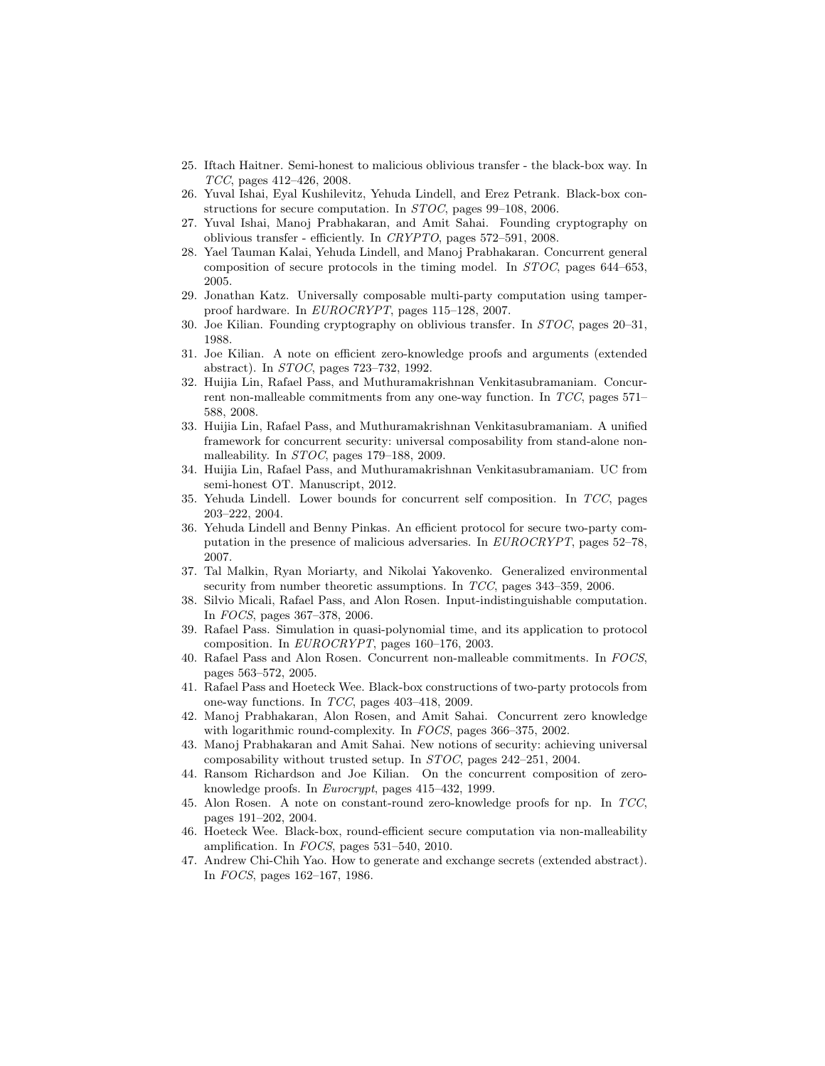25. Iftach Haitner. Semi-honest to malicious oblivious transfer - the black-box way. In *TCC*, pages 412–426, 2008.
26. Yuval Ishai, Eyal Kushilevitz, Yehuda Lindell, and Erez Petrank. Black-box constructions for secure computation. In *STOC*, pages 99–108, 2006.
27. Yuval Ishai, Manoj Prabhakaran, and Amit Sahai. Founding cryptography on oblivious transfer - efficiently. In *CRYPTO*, pages 572–591, 2008.
28. Yael Tauman Kalai, Yehuda Lindell, and Manoj Prabhakaran. Concurrent general composition of secure protocols in the timing model. In *STOC*, pages 644–653, 2005.
29. Jonathan Katz. Universally composable multi-party computation using tamper-proof hardware. In *EUROCRYPT*, pages 115–128, 2007.
30. Joe Kilian. Founding cryptography on oblivious transfer. In *STOC*, pages 20–31, 1988.
31. Joe Kilian. A note on efficient zero-knowledge proofs and arguments (extended abstract). In *STOC*, pages 723–732, 1992.
32. Huijia Lin, Rafael Pass, and Muthuramakrishnan Venkitasubramaniam. Concurrent non-malleable commitments from any one-way function. In *TCC*, pages 571–588, 2008.
33. Huijia Lin, Rafael Pass, and Muthuramakrishnan Venkitasubramaniam. A unified framework for concurrent security: universal composability from stand-alone non-malleability. In *STOC*, pages 179–188, 2009.
34. Huijia Lin, Rafael Pass, and Muthuramakrishnan Venkitasubramaniam. UC from semi-honest OT. Manuscript, 2012.
35. Yehuda Lindell. Lower bounds for concurrent self composition. In *TCC*, pages 203–222, 2004.
36. Yehuda Lindell and Benny Pinkas. An efficient protocol for secure two-party computation in the presence of malicious adversaries. In *EUROCRYPT*, pages 52–78, 2007.
37. Tal Malkin, Ryan Moriarty, and Nikolai Yakovenko. Generalized environmental security from number theoretic assumptions. In *TCC*, pages 343–359, 2006.
38. Silvio Micali, Rafael Pass, and Alon Rosen. Input-indistinguishable computation. In *FOCS*, pages 367–378, 2006.
39. Rafael Pass. Simulation in quasi-polynomial time, and its application to protocol composition. In *EUROCRYPT*, pages 160–176, 2003.
40. Rafael Pass and Alon Rosen. Concurrent non-malleable commitments. In *FOCS*, pages 563–572, 2005.
41. Rafael Pass and Hoeteck Wee. Black-box constructions of two-party protocols from one-way functions. In *TCC*, pages 403–418, 2009.
42. Manoj Prabhakaran, Alon Rosen, and Amit Sahai. Concurrent zero knowledge with logarithmic round-complexity. In *FOCS*, pages 366–375, 2002.
43. Manoj Prabhakaran and Amit Sahai. New notions of security: achieving universal composability without trusted setup. In *STOC*, pages 242–251, 2004.
44. Ransom Richardson and Joe Kilian. On the concurrent composition of zero-knowledge proofs. In *Eurocrypt*, pages 415–432, 1999.
45. Alon Rosen. A note on constant-round zero-knowledge proofs for np. In *TCC*, pages 191–202, 2004.
46. Hoeteck Wee. Black-box, round-efficient secure computation via non-malleability amplification. In *FOCS*, pages 531–540, 2010.
47. Andrew Chi-Chih Yao. How to generate and exchange secrets (extended abstract). In *FOCS*, pages 162–167, 1986.